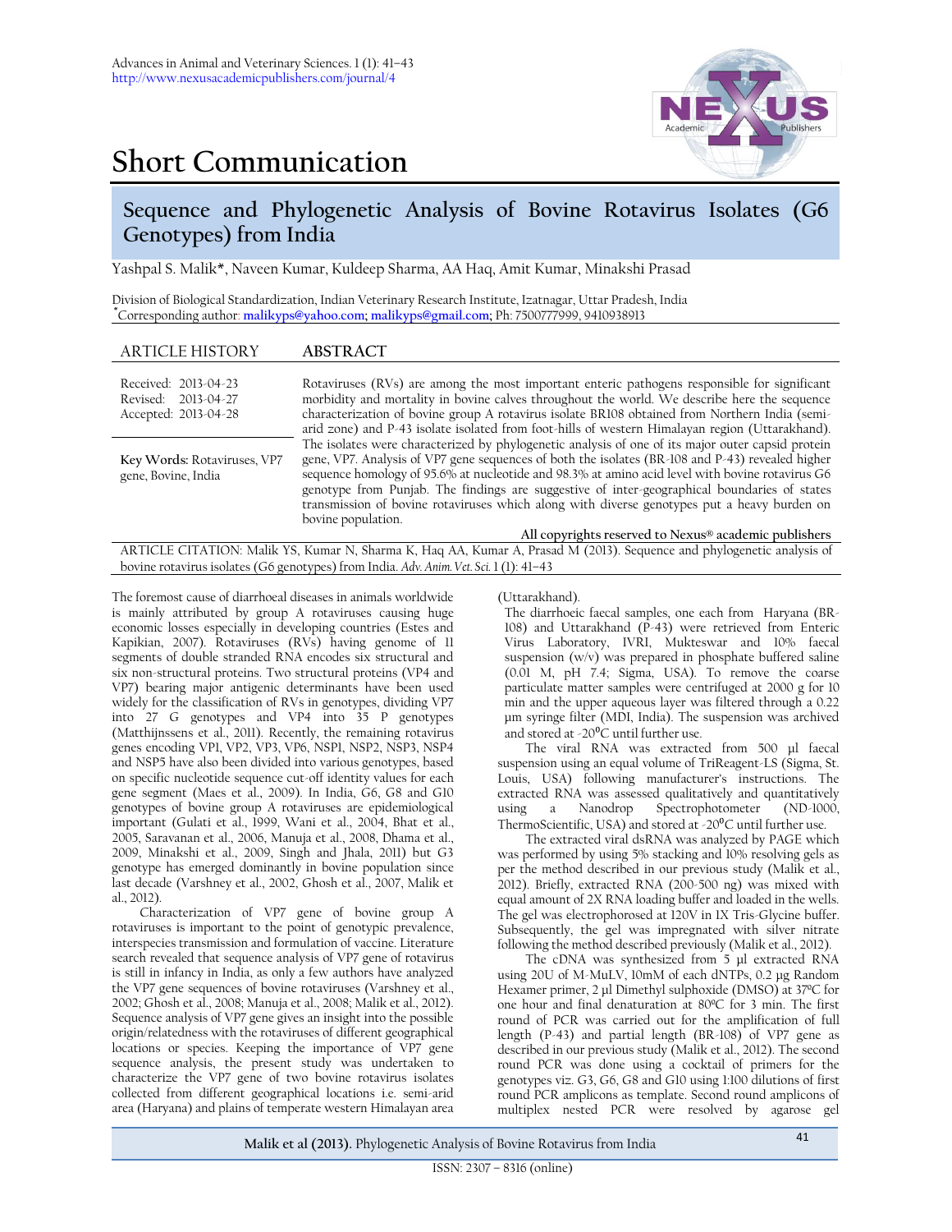## Short Communication

# Sequence and Phylogenetic Analysis of Bovine Rotavirus Isolates (G6 Genotypes) from India

Yashpal S. Malik*, Naveen Kumar, Kuldeep Sharma, AA Haq, Amit Kumar, Minakshi Prasad

Division of Biological Standardization, Indian Veterinary Research Institute, Izatnagar, Uttar Pradesh, India
*Corresponding author: malikyps@yahoo.com; malikyps@gmail.com; Ph: 7500777999, 9410938913

**ARTICLE HISTORY**

Received: 2013-04-23
Revised: 2013-04-27
Accepted: 2013-04-28

**Key Words:** Rotaviruses, VP7 gene, Bovine, India

**ABSTRACT**

Rotaviruses (RVs) are among the most important enteric pathogens responsible for significant morbidity and mortality in bovine calves throughout the world. We describe here the sequence characterization of bovine group A rotavirus isolate BR108 obtained from Northern India (semi-arid zone) and P-43 isolate isolated from foot-hills of western Himalayan region (Uttarakhand). The isolates were characterized by phylogenetic analysis of one of its major outer capsid protein gene, VP7. Analysis of VP7 gene sequences of both the isolates (BR-108 and P-43) revealed higher sequence homology of 95.6% at nucleotide and 98.3% at amino acid level with bovine rotavirus G6 genotype from Punjab. The findings are suggestive of inter-geographical boundaries of states transmission of bovine rotaviruses which along with diverse genotypes put a heavy burden on bovine population.

All copyrights reserved to Nexus® academic publishers

ARTICLE CITATION: Malik YS, Kumar N, Sharma K, Haq AA, Kumar A, Prasad M (2013). Sequence and phylogenetic analysis of bovine rotavirus isolates (G6 genotypes) from India. *Adv. Anim. Vet. Sci.* 1 (1): 41–43

The foremost cause of diarrhoeal diseases in animals worldwide is mainly attributed by group A rotaviruses causing huge economic losses especially in developing countries (Estes and Kapikian, 2007). Rotaviruses (RVs) having genome of 11 segments of double stranded RNA encodes six structural and six non-structural proteins. Two structural proteins (VP4 and VP7) bearing major antigenic determinants have been used widely for the classification of RVs in genotypes, dividing VP7 into 27 G genotypes and VP4 into 35 P genotypes (Matthijnssens et al., 2011). Recently, the remaining rotavirus genes encoding VP1, VP2, VP3, VP6, NSP1, NSP2, NSP3, NSP4 and NSP5 have also been divided into various genotypes, based on specific nucleotide sequence cut-off identity values for each gene segment (Maes et al., 2009). In India, G6, G8 and G10 genotypes of bovine group A rotaviruses are epidemiological important (Gulati et al., 1999, Wani et al., 2004, Bhat et al., 2005, Saravanan et al., 2006, Manuja et al., 2008, Dhama et al., 2009, Minakshi et al., 2009, Singh and Jhala, 2011) but G3 genotype has emerged dominantly in bovine population since last decade (Varshney et al., 2002, Ghosh et al., 2007, Malik et al., 2012).

Characterization of VP7 gene of bovine group A rotaviruses is important to the point of genotypic prevalence, interspecies transmission and formulation of vaccine. Literature search revealed that sequence analysis of VP7 gene of rotavirus is still in infancy in India, as only a few authors have analyzed the VP7 gene sequences of bovine rotaviruses (Varshney et al., 2002; Ghosh et al., 2008; Manuja et al., 2008; Malik et al., 2012). Sequence analysis of VP7 gene gives an insight into the possible origin/relatedness with the rotaviruses of different geographical locations or species. Keeping the importance of VP7 gene sequence analysis, the present study was undertaken to characterize the VP7 gene of two bovine rotavirus isolates collected from different geographical locations i.e. semi-arid area (Haryana) and plains of temperate western Himalayan area (Uttarakhand).

The diarrhoeic faecal samples, one each from Haryana (BR-108) and Uttarakhand (P-43) were retrieved from Enteric Virus Laboratory, IVRI, Mukteswar and 10% faecal suspension (w/v) was prepared in phosphate buffered saline (0.01 M, pH 7.4; Sigma, USA). To remove the coarse particulate matter samples were centrifuged at 2000 g for 10 min and the upper aqueous layer was filtered through a 0.22 µm syringe filter (MDI, India). The suspension was archived and stored at -20°C until further use.

The viral RNA was extracted from 500 µl faecal suspension using an equal volume of TriReagent-LS (Sigma, St. Louis, USA) following manufacturer's instructions. The extracted RNA was assessed qualitatively and quantitatively using a Nanodrop Spectrophotometer (ND-1000, ThermoScientific, USA) and stored at -20°C until further use.

The extracted viral dsRNA was analyzed by PAGE which was performed by using 5% stacking and 10% resolving gels as per the method described in our previous study (Malik et al., 2012). Briefly, extracted RNA (200-500 ng) was mixed with equal amount of 2X RNA loading buffer and loaded in the wells. The gel was electrophoresed at 120V in 1X Tris-Glycine buffer. Subsequently, the gel was impregnated with silver nitrate following the method described previously (Malik et al., 2012).

The cDNA was synthesized from 5 µl extracted RNA using 20U of M-MuLV, 10mM of each dNTPs, 0.2 µg Random Hexamer primer, 2 µl Dimethyl sulphoxide (DMSO) at 37ºC for one hour and final denaturation at 80ºC for 3 min. The first round of PCR was carried out for the amplification of full length (P-43) and partial length (BR-108) of VP7 gene as described in our previous study (Malik et al., 2012). The second round PCR was done using a cocktail of primers for the genotypes viz. G3, G6, G8 and G10 using 1:100 dilutions of first round PCR amplicons as template. Second round amplicons of multiplex nested PCR were resolved by agarose gel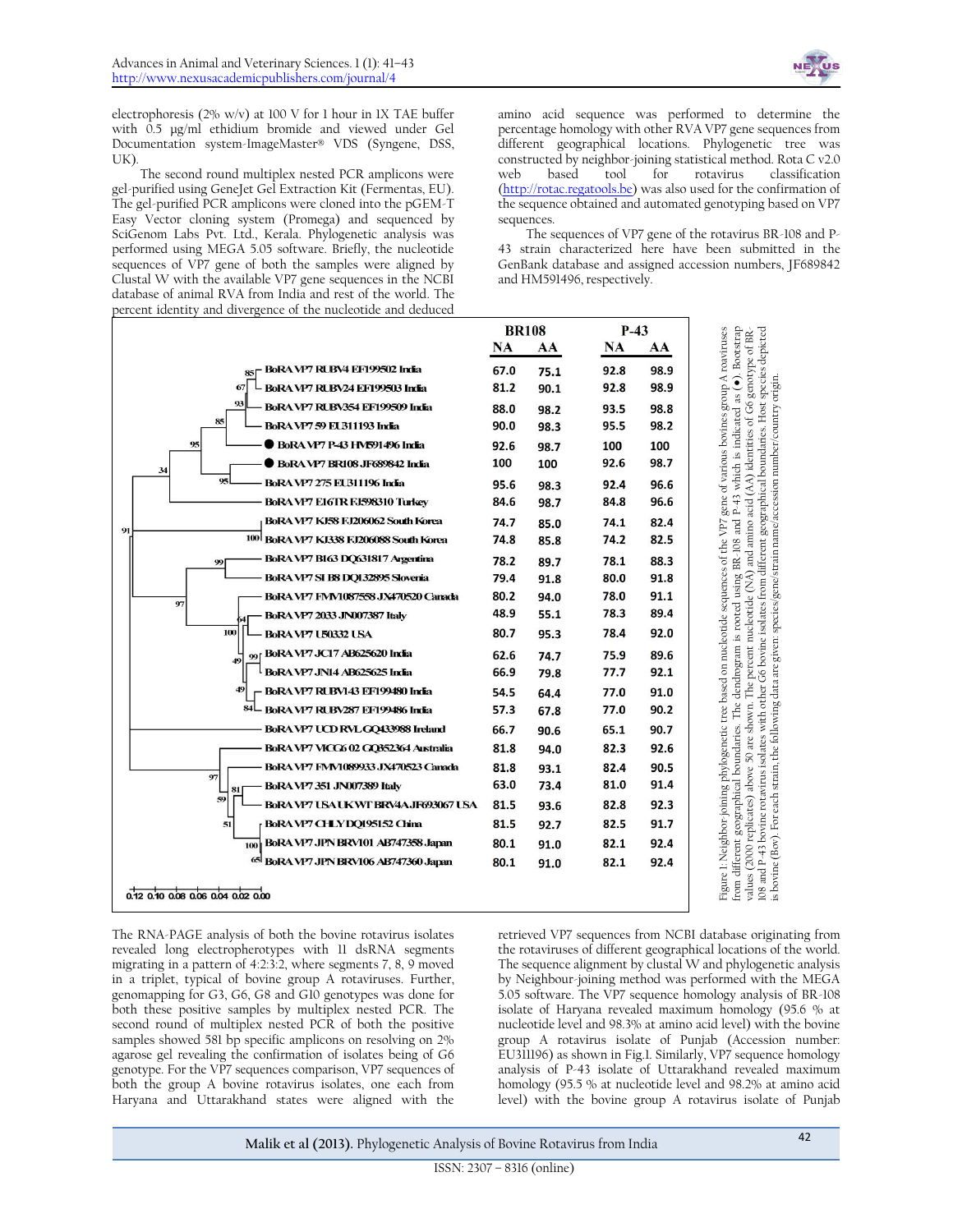electrophoresis (2% w/v) at 100 V for 1 hour in 1X TAE buffer with 0.5 µg/ml ethidium bromide and viewed under Gel Documentation system-ImageMaster® VDS (Syngene, DSS, UK).

The second round multiplex nested PCR amplicons were gel-purified using GeneJet Gel Extraction Kit (Fermentas, EU). The gel-purified PCR amplicons were cloned into the pGEM-T Easy Vector cloning system (Promega) and sequenced by SciGenom Labs Pvt. Ltd., Kerala. Phylogenetic analysis was performed using MEGA 5.05 software. Briefly, the nucleotide sequences of VP7 gene of both the samples were aligned by Clustal W with the available VP7 gene sequences in the NCBI database of animal RVA from India and rest of the world. The percent identity and divergence of the nucleotide and deduced amino acid sequence was performed to determine the percentage homology with other RVA VP7 gene sequences from different geographical locations. Phylogenetic tree was constructed by neighbor-joining statistical method. Rota C v2.0 web based tool for rotavirus classification (http://rotac.regatools.be) was also used for the confirmation of the sequence obtained and automated genotyping based on VP7 sequences.

The sequences of VP7 gene of the rotavirus BR-108 and P-43 strain characterized here have been submitted in the GenBank database and assigned accession numbers, JF689842 and HM591496, respectively.

| Strain | BR108 NA | BR108 AA | P-43 NA | P-43 AA |
|---|---|---|---|---|
| BoRA VP7 RUBV4 EF199502 India | 67.0 | 75.1 | 92.8 | 98.9 |
| BoRA VP7 RUBV24 EF199503 India | 81.2 | 90.1 | 92.8 | 98.9 |
| BoRA VP7 RUBV354 EF199509 India | 88.0 | 98.2 | 93.5 | 98.8 |
| BoRA VP7 59 EU311193 India | 90.0 | 98.3 | 95.5 | 98.2 |
| ● BoRA VP7 P-43 HM591496 India | 92.6 | 98.7 | 100 | 100 |
| ● BoRA VP7 BR108 JF689842 India | 100 | 100 | 92.6 | 98.7 |
| BoRA VP7 275 EU311196 India | 95.6 | 98.3 | 92.4 | 96.6 |
| BoRA VP7 E16TR FJ598310 Turkey | 84.6 | 98.7 | 84.8 | 96.6 |
| BoRA VP7 KJ58 FJ206062 South Korea | 74.7 | 85.0 | 74.1 | 82.4 |
| BoRA VP7 KJ338 FJ206088 South Korea | 74.8 | 85.8 | 74.2 | 82.5 |
| BoRA VP7 B163 DQ631817 Argentina | 78.2 | 89.7 | 78.1 | 88.3 |
| BoRA VP7 SI B8 DQ132895 Slovenia | 79.4 | 91.8 | 80.0 | 91.8 |
| BoRA VP7 FMV1087558 JX470520 Canada | 80.2 | 94.0 | 78.0 | 91.1 |
| BoRA VP7 2033 JN007387 Italy | 48.9 | 55.1 | 78.3 | 89.4 |
| BoRA VP7 U50332 USA | 80.7 | 95.3 | 78.4 | 92.0 |
| BoRA VP7 JC17 AB625620 India | 62.6 | 74.7 | 75.9 | 89.6 |
| BoRA VP7 JN14 AB625625 India | 66.9 | 79.8 | 77.7 | 92.1 |
| BoRA VP7 RUBV143 EF199480 India | 54.5 | 64.4 | 77.0 | 91.0 |
| BoRA VP7 RUBV287 EF199486 India | 57.3 | 67.8 | 77.0 | 90.2 |
| BoRA VP7 UCD RVL GQ433988 Ireland | 66.7 | 90.6 | 65.1 | 90.7 |
| BoRA VP7 VICG6 02 GQ352364 Australia | 81.8 | 94.0 | 82.3 | 92.6 |
| BoRA VP7 FMV1089933 JX470523 Canada | 81.8 | 93.1 | 82.4 | 90.5 |
| BoRA VP7 351 JN007389 Italy | 63.0 | 73.4 | 81.0 | 91.4 |
| BoRA VP7 USA UK WT BRV4A JF693067 USA | 81.5 | 93.6 | 82.8 | 92.3 |
| BoRA VP7 CHLY DQ195152 China | 81.5 | 92.7 | 82.5 | 91.7 |
| BoRA VP7 JPN BRV101 AB747358 Japan | 80.1 | 91.0 | 82.1 | 92.4 |
| BoRA VP7 JPN BRV106 AB747360 Japan | 80.1 | 91.0 | 82.1 | 92.4 |

Figure 1: Neighbor-joining phylogenetic tree based on nucleotide sequences of the VP7 gene of various bovines group A rotaviruses from different geographical boundaries. The dendrogram is rooted using BR-108 and P-43 which is indicated as (●). Bootstrap values (2000 replicates) above 30 are shown. The percent nucleotide (NA) and amino acid (AA) identities of G6 genotype of BR-108 and P-43 bovine rotavirus isolates with other G6 bovine isolates from different geographical boundaries. Host species depicted is bovine (Bov). For each strain, the following data are given: species/gene/strain name/accession number/country origin.

The RNA-PAGE analysis of both the bovine rotavirus isolates revealed long electropherotypes with 11 dsRNA segments migrating in a pattern of 4:2:3:2, where segments 7, 8, 9 moved in a triplet, typical of bovine group A rotaviruses. Further, genomapping for G3, G6, G8 and G10 genotypes was done for both these positive samples by multiplex nested PCR. The second round of multiplex nested PCR of both the positive samples showed 581 bp specific amplicons on resolving on 2% agarose gel revealing the confirmation of isolates being of G6 genotype. For the VP7 sequences comparison, VP7 sequences of both the group A bovine rotavirus isolates, one each from Haryana and Uttarakhand states were aligned with the retrieved VP7 sequences from NCBI database originating from the rotaviruses of different geographical locations of the world. The sequence alignment by clustal W and phylogenetic analysis by Neighbour-joining method was performed with the MEGA 5.05 software. The VP7 sequence homology analysis of BR-108 isolate of Haryana revealed maximum homology (95.6 % at nucleotide level and 98.3% at amino acid level) with the bovine group A rotavirus isolate of Punjab (Accession number: EU311196) as shown in Fig.1. Similarly, VP7 sequence homology analysis of P-43 isolate of Uttarakhand revealed maximum homology (95.5 % at nucleotide level and 98.2% at amino acid level) with the bovine group A rotavirus isolate of Punjab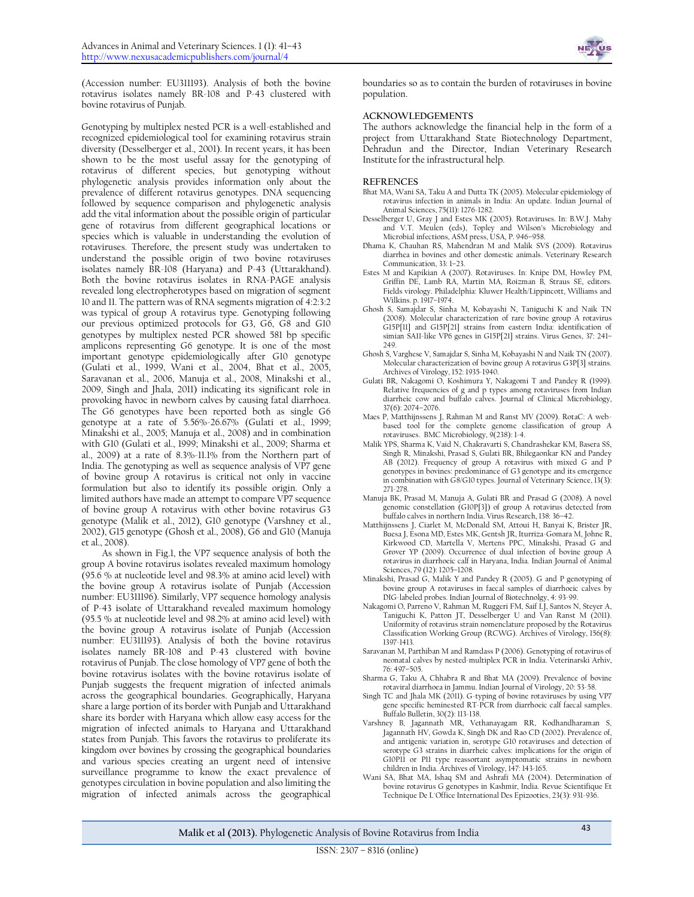(Accession number: EU311193). Analysis of both the bovine rotavirus isolates namely BR-108 and P-43 clustered with bovine rotavirus of Punjab.

Genotyping by multiplex nested PCR is a well-established and recognized epidemiological tool for examining rotavirus strain diversity (Desselberger et al., 2001). In recent years, it has been shown to be the most useful assay for the genotyping of rotavirus of different species, but genotyping without phylogenetic analysis provides information only about the prevalence of different rotavirus genotypes. DNA sequencing followed by sequence comparison and phylogenetic analysis add the vital information about the possible origin of particular gene of rotavirus from different geographical locations or species which is valuable in understanding the evolution of rotaviruses. Therefore, the present study was undertaken to understand the possible origin of two bovine rotaviruses isolates namely BR-108 (Haryana) and P-43 (Uttarakhand). Both the bovine rotavirus isolates in RNA-PAGE analysis revealed long electropherotypes based on migration of segment 10 and 11. The pattern was of RNA segments migration of 4:2:3:2 was typical of group A rotavirus type. Genotyping following our previous optimized protocols for G3, G6, G8 and G10 genotypes by multiplex nested PCR showed 581 bp specific amplicons representing G6 genotype. It is one of the most important genotype epidemiologically after G10 genotype (Gulati et al., 1999, Wani et al., 2004, Bhat et al., 2005, Saravanan et al., 2006, Manuja et al., 2008, Minakshi et al., 2009, Singh and Jhala, 2011) indicating its significant role in provoking havoc in newborn calves by causing fatal diarrhoea. The G6 genotypes have been reported both as single G6 genotype at a rate of 5.56%-26.67% (Gulati et al., 1999; Minakshi et al., 2005; Manuja et al., 2008) and in combination with G10 (Gulati et al., 1999; Minakshi et al., 2009; Sharma et al., 2009) at a rate of 8.3%-11.1% from the Northern part of India. The genotyping as well as sequence analysis of VP7 gene of bovine group A rotavirus is critical not only in vaccine formulation but also to identify its possible origin. Only a limited authors have made an attempt to compare VP7 sequence of bovine group A rotavirus with other bovine rotavirus G3 genotype (Malik et al., 2012), G10 genotype (Varshney et al., 2002), G15 genotype (Ghosh et al., 2008), G6 and G10 (Manuja et al., 2008).

As shown in Fig.1, the VP7 sequence analysis of both the group A bovine rotavirus isolates revealed maximum homology (95.6 % at nucleotide level and 98.3% at amino acid level) with the bovine group A rotavirus isolate of Punjab (Accession number: EU311196). Similarly, VP7 sequence homology analysis of P-43 isolate of Uttarakhand revealed maximum homology (95.5 % at nucleotide level and 98.2% at amino acid level) with the bovine group A rotavirus isolate of Punjab (Accession number: EU311193). Analysis of both the bovine rotavirus isolates namely BR-108 and P-43 clustered with bovine rotavirus of Punjab. The close homology of VP7 gene of both the bovine rotavirus isolates with the bovine rotavirus isolate of Punjab suggests the frequent migration of infected animals across the geographical boundaries. Geographically, Haryana share a large portion of its border with Punjab and Uttarakhand share its border with Haryana which allow easy access for the migration of infected animals to Haryana and Uttarakhand states from Punjab. This favors the rotavirus to proliferate its kingdom over bovines by crossing the geographical boundaries and various species creating an urgent need of intensive surveillance programme to know the exact prevalence of genotypes circulation in bovine population and also limiting the migration of infected animals across the geographical boundaries so as to contain the burden of rotaviruses in bovine population.

## ACKNOWLEDGEMENTS

The authors acknowledge the financial help in the form of a project from Uttarakhand State Biotechnology Department, Dehradun and the Director, Indian Veterinary Research Institute for the infrastructural help.

## REFRENCES

Bhat MA, Wani SA, Taku A and Dutta TK (2005). Molecular epidemiology of rotavirus infection in animals in India: An update. Indian Journal of Animal Sciences, 75(11): 1276-1282.

Desselberger U, Gray J and Estes MK (2005). Rotaviruses. In: B.W.J. Mahy and V.T. Meulen (eds), Topley and Wilson's Microbiology and Microbial infections, ASM press, USA, P. 946–958.

Dhama K, Chauhan RS, Mahendran M and Malik SVS (2009). Rotavirus diarrhea in bovines and other domestic animals. Veterinary Research Communication, 33: 1–23.

Estes M and Kapikian A (2007). Rotaviruses. In: Knipe DM, Howley PM, Griffin DE, Lamb RA, Martin MA, Roizman B, Straus SE, editors. Fields virology. Philadelphia: Kluwer Health/Lippincott, Williams and Wilkins. p. 1917–1974.

Ghosh S, Samajdar S, Sinha M, Kobayashi N, Taniguchi K and Naik TN (2008). Molecular characterization of rare bovine group A rotavirus G15P[11] and G15P[21] strains from eastern India: identification of simian SA11-like VP6 genes in G15P[21] strains. Virus Genes, 37: 241–249.

Ghosh S, Varghese V, Samajdar S, Sinha M, Kobayashi N and Naik TN (2007). Molecular characterization of bovine group A rotavirus G3P[3] strains. Archives of Virology, 152: 1935-1940.

Gulati BR, Nakagomi O, Koshimura Y, Nakagomi T and Pandey R (1999). Relative frequencies of g and p types among rotaviruses from Indian diarrheic cow and buffalo calves. Journal of Clinical Microbiology, 37(6): 2074–2076.

Maes P, Matthijnssens J, Rahman M and Ranst MV (2009). RotaC: A web-based tool for the complete genome classification of group A rotaviruses. BMC Microbiology, 9(238): 1-4.

Malik YPS, Sharma K, Vaid N, Chakravarti S, Chandrashekar KM, Basera SS, Singh R, Minakshi, Prasad S, Gulati BR, Bhilegaonkar KN and Pandey AB (2012). Frequency of group A rotavirus with mixed G and P genotypes in bovines: predominance of G3 genotype and its emergence in combination with G8/G10 types. Journal of Veterinary Science, 13(3): 271-278.

Manuja BK, Prasad M, Manuja A, Gulati BR and Prasad G (2008). A novel genomic constellation (G10P[3]) of group A rotavirus detected from buffalo calves in northern India. Virus Research, 138: 36–42.

Matthijnssens J, Ciarlet M, McDonald SM, Attoui H, Banyai K, Brister JR, Buesa J, Esona MD, Estes MK, Gentsh JR, Iturriza-Gomara M, Johne R, Kirkwood CD, Martella V, Mertens PPC, Minakshi, Prasad G and Grover YP (2009). Occurrence of dual infection of bovine group A rotavirus in diarrhoeic calf in Haryana, India. Indian Journal of Animal Sciences, 79 (12): 1205–1208.

Minakshi, Prasad G, Malik Y and Pandey R (2005). G and P genotyping of bovine group A rotaviruses in faecal samples of diarrhoeic calves by DIG-labeled probes. Indian Journal of Biotechnolgy, 4: 93-99.

Nakagomi O, Parreno V, Rahman M, Ruggeri FM, Saif LJ, Santos N, Steyer A, Taniguchi K, Patton JT, Desselberger U and Van Ranst M (2011). Uniformity of rotavirus strain nomenclature proposed by the Rotavirus Classification Working Group (RCWG). Archives of Virology, 156(8): 1397-1413.

Saravanan M, Parthiban M and Ramdass P (2006). Genotyping of rotavirus of neonatal calves by nested-multiplex PCR in India. Veterinarski Arhiv, 76: 497–505.

Sharma G, Taku A, Chhabra R and Bhat MA (2009). Prevalence of bovine rotaviral diarrhoea in Jammu. Indian Journal of Virology, 20: 53-58.

Singh TC and Jhala MK (2011). G-typing of bovine rotaviruses by using VP7 gene specific heminested RT-PCR from diarrhoeic calf faecal samples. Buffalo Bulletin, 30(2): 113-138.

Varshney B, Jagannath MR, Vethanayagam RR, Kodhandharaman S, Jagannath HV, Gowda K, Singh DK and Rao CD (2002). Prevalence of, and antigenic variation in, serotype G10 rotaviruses and detection of serotype G3 strains in diarrheic calves: implications for the origin of G10P11 or P11 type reassortant asymptomatic strains in newborn children in India. Archives of Virology, 147: 143-165.

Wani SA, Bhat MA, Ishaq SM and Ashrafi MA (2004). Determination of bovine rotavirus G genotypes in Kashmir, India. Revue Scientifique Et Technique De L`Office International Des Epizooties, 23(3): 931-936.